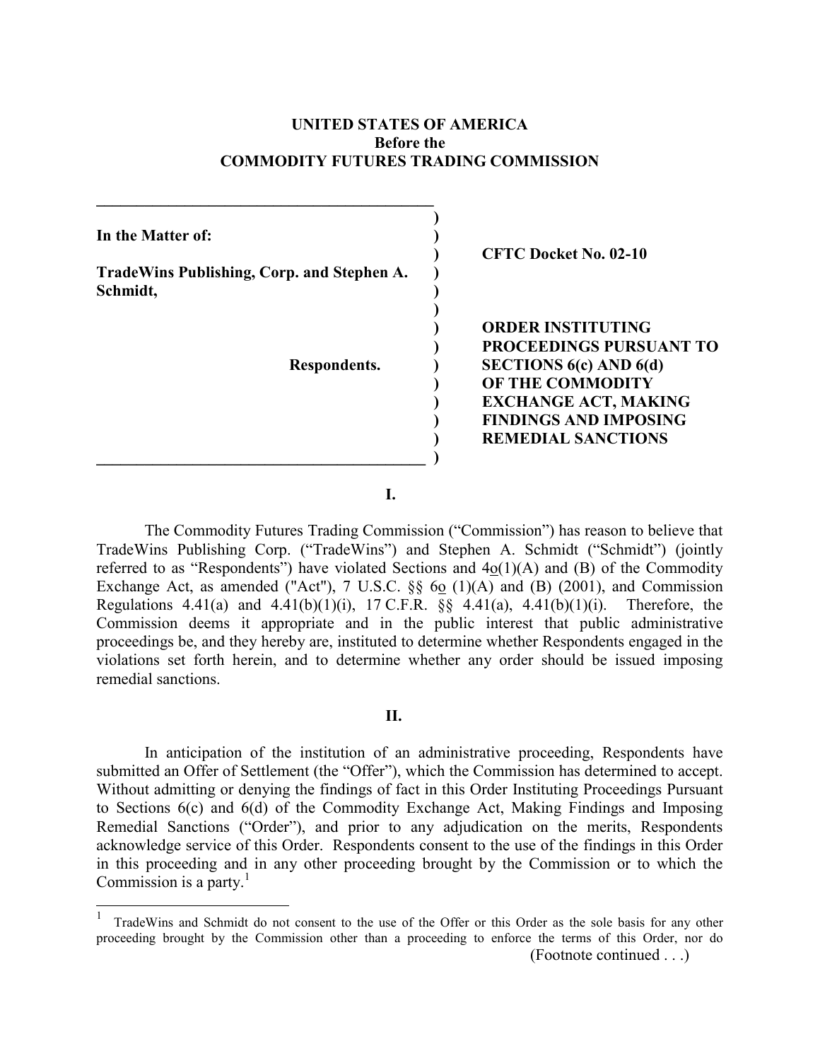**UNITED STATES OF AMERICA**
**Before the**
**COMMODITY FUTURES TRADING COMMISSION**

| | |
|---|---|
| **In the Matter of:** | **CFTC Docket No. 02-10** |
| **TradeWins Publishing, Corp. and Stephen A. Schmidt,** | |
| **Respondents.** | **ORDER INSTITUTING PROCEEDINGS PURSUANT TO SECTIONS 6(c) AND 6(d) OF THE COMMODITY EXCHANGE ACT, MAKING FINDINGS AND IMPOSING REMEDIAL SANCTIONS** |

## I.

The Commodity Futures Trading Commission ("Commission") has reason to believe that TradeWins Publishing Corp. ("TradeWins") and Stephen A. Schmidt ("Schmidt") (jointly referred to as "Respondents") have violated Sections and 4o(1)(A) and (B) of the Commodity Exchange Act, as amended ("Act"), 7 U.S.C. §§ 6o (1)(A) and (B) (2001), and Commission Regulations 4.41(a) and 4.41(b)(1)(i), 17 C.F.R. §§ 4.41(a), 4.41(b)(1)(i). Therefore, the Commission deems it appropriate and in the public interest that public administrative proceedings be, and they hereby are, instituted to determine whether Respondents engaged in the violations set forth herein, and to determine whether any order should be issued imposing remedial sanctions.

## II.

In anticipation of the institution of an administrative proceeding, Respondents have submitted an Offer of Settlement (the "Offer"), which the Commission has determined to accept. Without admitting or denying the findings of fact in this Order Instituting Proceedings Pursuant to Sections 6(c) and 6(d) of the Commodity Exchange Act, Making Findings and Imposing Remedial Sanctions ("Order"), and prior to any adjudication on the merits, Respondents acknowledge service of this Order. Respondents consent to the use of the findings in this Order in this proceeding and in any other proceeding brought by the Commission or to which the Commission is a party.[1]

---

[1] TradeWins and Schmidt do not consent to the use of the Offer or this Order as the sole basis for any other proceeding brought by the Commission other than a proceeding to enforce the terms of this Order, nor do

(Footnote continued . . .)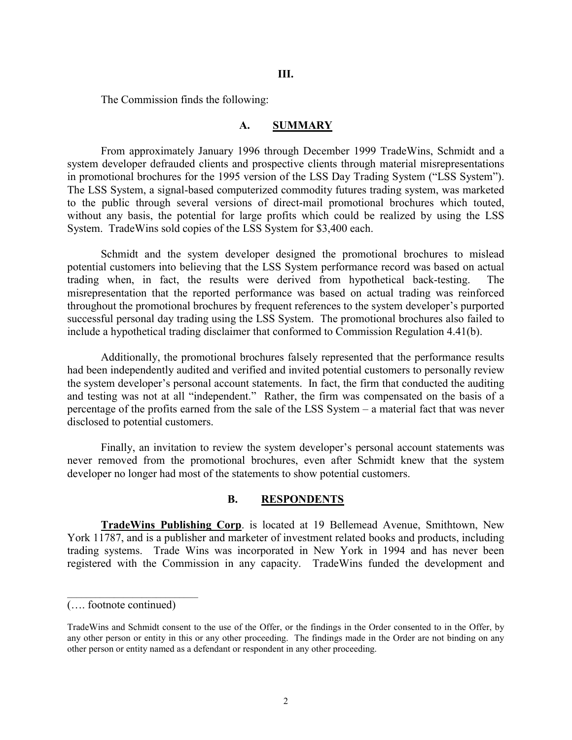## III.

The Commission finds the following:

### A. SUMMARY

From approximately January 1996 through December 1999 TradeWins, Schmidt and a system developer defrauded clients and prospective clients through material misrepresentations in promotional brochures for the 1995 version of the LSS Day Trading System ("LSS System"). The LSS System, a signal-based computerized commodity futures trading system, was marketed to the public through several versions of direct-mail promotional brochures which touted, without any basis, the potential for large profits which could be realized by using the LSS System. TradeWins sold copies of the LSS System for $3,400 each.

Schmidt and the system developer designed the promotional brochures to mislead potential customers into believing that the LSS System performance record was based on actual trading when, in fact, the results were derived from hypothetical back-testing. The misrepresentation that the reported performance was based on actual trading was reinforced throughout the promotional brochures by frequent references to the system developer's purported successful personal day trading using the LSS System. The promotional brochures also failed to include a hypothetical trading disclaimer that conformed to Commission Regulation 4.41(b).

Additionally, the promotional brochures falsely represented that the performance results had been independently audited and verified and invited potential customers to personally review the system developer's personal account statements. In fact, the firm that conducted the auditing and testing was not at all "independent." Rather, the firm was compensated on the basis of a percentage of the profits earned from the sale of the LSS System – a material fact that was never disclosed to potential customers.

Finally, an invitation to review the system developer's personal account statements was never removed from the promotional brochures, even after Schmidt knew that the system developer no longer had most of the statements to show potential customers.

### B. RESPONDENTS

**TradeWins Publishing Corp**. is located at 19 Bellemead Avenue, Smithtown, New York 11787, and is a publisher and marketer of investment related books and products, including trading systems. Trade Wins was incorporated in New York in 1994 and has never been registered with the Commission in any capacity. TradeWins funded the development and

---

(…. footnote continued)

TradeWins and Schmidt consent to the use of the Offer, or the findings in the Order consented to in the Offer, by any other person or entity in this or any other proceeding. The findings made in the Order are not binding on any other person or entity named as a defendant or respondent in any other proceeding.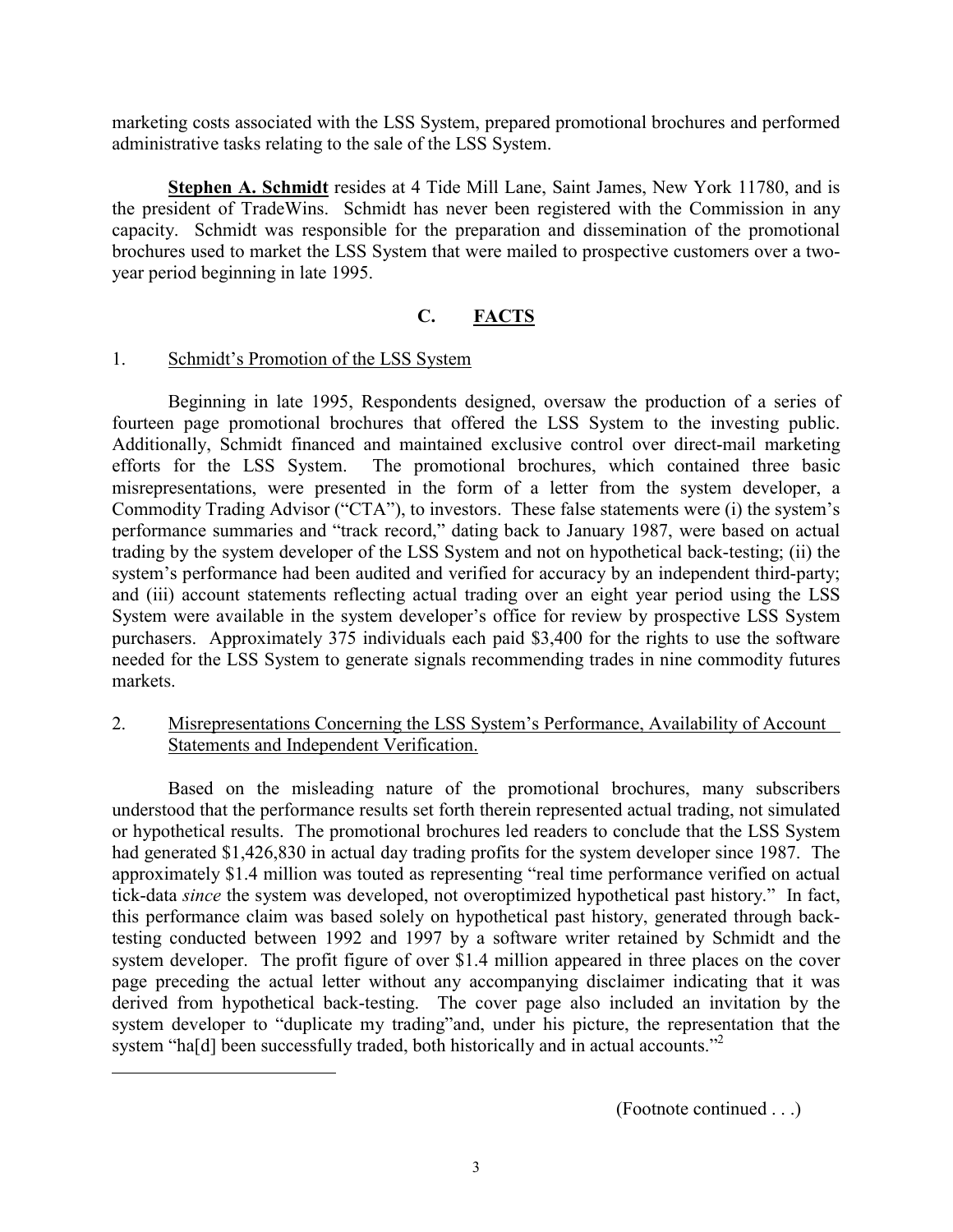marketing costs associated with the LSS System, prepared promotional brochures and performed administrative tasks relating to the sale of the LSS System.

**Stephen A. Schmidt** resides at 4 Tide Mill Lane, Saint James, New York 11780, and is the president of TradeWins. Schmidt has never been registered with the Commission in any capacity. Schmidt was responsible for the preparation and dissemination of the promotional brochures used to market the LSS System that were mailed to prospective customers over a two-year period beginning in late 1995.

## C. FACTS

1. Schmidt's Promotion of the LSS System

Beginning in late 1995, Respondents designed, oversaw the production of a series of fourteen page promotional brochures that offered the LSS System to the investing public. Additionally, Schmidt financed and maintained exclusive control over direct-mail marketing efforts for the LSS System. The promotional brochures, which contained three basic misrepresentations, were presented in the form of a letter from the system developer, a Commodity Trading Advisor ("CTA"), to investors. These false statements were (i) the system's performance summaries and "track record," dating back to January 1987, were based on actual trading by the system developer of the LSS System and not on hypothetical back-testing; (ii) the system's performance had been audited and verified for accuracy by an independent third-party; and (iii) account statements reflecting actual trading over an eight year period using the LSS System were available in the system developer's office for review by prospective LSS System purchasers. Approximately 375 individuals each paid $3,400 for the rights to use the software needed for the LSS System to generate signals recommending trades in nine commodity futures markets.

2. Misrepresentations Concerning the LSS System's Performance, Availability of Account Statements and Independent Verification.

Based on the misleading nature of the promotional brochures, many subscribers understood that the performance results set forth therein represented actual trading, not simulated or hypothetical results. The promotional brochures led readers to conclude that the LSS System had generated $1,426,830 in actual day trading profits for the system developer since 1987. The approximately $1.4 million was touted as representing "real time performance verified on actual tick-data *since* the system was developed, not overoptimized hypothetical past history." In fact, this performance claim was based solely on hypothetical past history, generated through back-testing conducted between 1992 and 1997 by a software writer retained by Schmidt and the system developer. The profit figure of over $1.4 million appeared in three places on the cover page preceding the actual letter without any accompanying disclaimer indicating that it was derived from hypothetical back-testing. The cover page also included an invitation by the system developer to "duplicate my trading"and, under his picture, the representation that the system "ha[d] been successfully traded, both historically and in actual accounts."[2]

(Footnote continued . . .)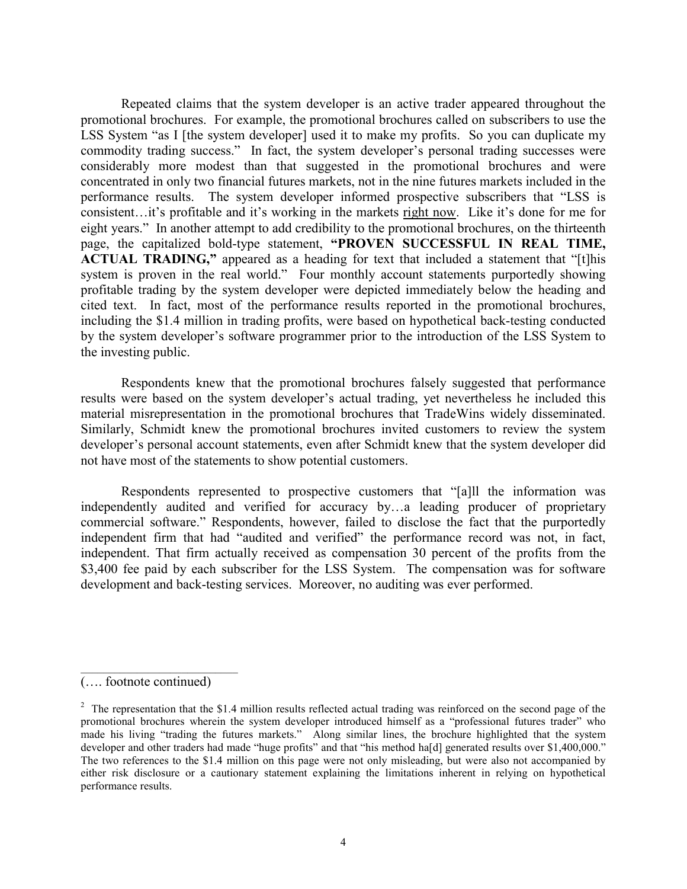Repeated claims that the system developer is an active trader appeared throughout the promotional brochures. For example, the promotional brochures called on subscribers to use the LSS System "as I [the system developer] used it to make my profits. So you can duplicate my commodity trading success." In fact, the system developer's personal trading successes were considerably more modest than that suggested in the promotional brochures and were concentrated in only two financial futures markets, not in the nine futures markets included in the performance results. The system developer informed prospective subscribers that "LSS is consistent…it's profitable and it's working in the markets right now. Like it's done for me for eight years." In another attempt to add credibility to the promotional brochures, on the thirteenth page, the capitalized bold-type statement, **"PROVEN SUCCESSFUL IN REAL TIME, ACTUAL TRADING,"** appeared as a heading for text that included a statement that "[t]his system is proven in the real world." Four monthly account statements purportedly showing profitable trading by the system developer were depicted immediately below the heading and cited text. In fact, most of the performance results reported in the promotional brochures, including the $1.4 million in trading profits, were based on hypothetical back-testing conducted by the system developer's software programmer prior to the introduction of the LSS System to the investing public.

Respondents knew that the promotional brochures falsely suggested that performance results were based on the system developer's actual trading, yet nevertheless he included this material misrepresentation in the promotional brochures that TradeWins widely disseminated. Similarly, Schmidt knew the promotional brochures invited customers to review the system developer's personal account statements, even after Schmidt knew that the system developer did not have most of the statements to show potential customers.

Respondents represented to prospective customers that "[a]ll the information was independently audited and verified for accuracy by…a leading producer of proprietary commercial software." Respondents, however, failed to disclose the fact that the purportedly independent firm that had "audited and verified" the performance record was not, in fact, independent. That firm actually received as compensation 30 percent of the profits from the $3,400 fee paid by each subscriber for the LSS System. The compensation was for software development and back-testing services. Moreover, no auditing was ever performed.

---

(…. footnote continued)

[2] The representation that the $1.4 million results reflected actual trading was reinforced on the second page of the promotional brochures wherein the system developer introduced himself as a "professional futures trader" who made his living "trading the futures markets." Along similar lines, the brochure highlighted that the system developer and other traders had made "huge profits" and that "his method ha[d] generated results over $1,400,000." The two references to the $1.4 million on this page were not only misleading, but were also not accompanied by either risk disclosure or a cautionary statement explaining the limitations inherent in relying on hypothetical performance results.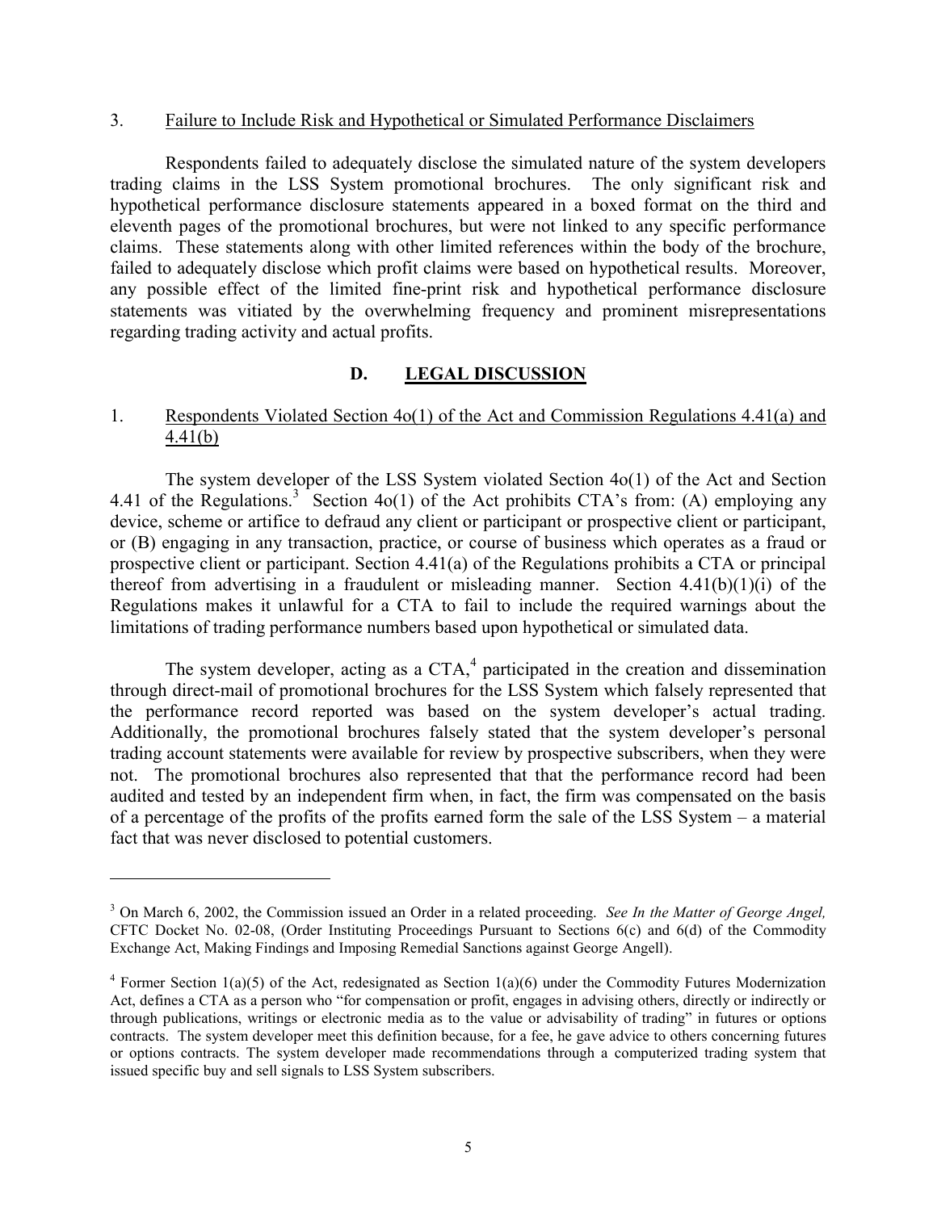3. Failure to Include Risk and Hypothetical or Simulated Performance Disclaimers

Respondents failed to adequately disclose the simulated nature of the system developers trading claims in the LSS System promotional brochures. The only significant risk and hypothetical performance disclosure statements appeared in a boxed format on the third and eleventh pages of the promotional brochures, but were not linked to any specific performance claims. These statements along with other limited references within the body of the brochure, failed to adequately disclose which profit claims were based on hypothetical results. Moreover, any possible effect of the limited fine-print risk and hypothetical performance disclosure statements was vitiated by the overwhelming frequency and prominent misrepresentations regarding trading activity and actual profits.

## D. LEGAL DISCUSSION

1. Respondents Violated Section 4o(1) of the Act and Commission Regulations 4.41(a) and 4.41(b)

The system developer of the LSS System violated Section 4o(1) of the Act and Section 4.41 of the Regulations.[3] Section 4o(1) of the Act prohibits CTA's from: (A) employing any device, scheme or artifice to defraud any client or participant or prospective client or participant, or (B) engaging in any transaction, practice, or course of business which operates as a fraud or prospective client or participant. Section 4.41(a) of the Regulations prohibits a CTA or principal thereof from advertising in a fraudulent or misleading manner. Section 4.41(b)(1)(i) of the Regulations makes it unlawful for a CTA to fail to include the required warnings about the limitations of trading performance numbers based upon hypothetical or simulated data.

The system developer, acting as a CTA,[4] participated in the creation and dissemination through direct-mail of promotional brochures for the LSS System which falsely represented that the performance record reported was based on the system developer's actual trading. Additionally, the promotional brochures falsely stated that the system developer's personal trading account statements were available for review by prospective subscribers, when they were not. The promotional brochures also represented that that the performance record had been audited and tested by an independent firm when, in fact, the firm was compensated on the basis of a percentage of the profits of the profits earned form the sale of the LSS System – a material fact that was never disclosed to potential customers.

---

[3] On March 6, 2002, the Commission issued an Order in a related proceeding. *See In the Matter of George Angel,* CFTC Docket No. 02-08, (Order Instituting Proceedings Pursuant to Sections 6(c) and 6(d) of the Commodity Exchange Act, Making Findings and Imposing Remedial Sanctions against George Angell).

[4] Former Section 1(a)(5) of the Act, redesignated as Section 1(a)(6) under the Commodity Futures Modernization Act, defines a CTA as a person who "for compensation or profit, engages in advising others, directly or indirectly or through publications, writings or electronic media as to the value or advisability of trading" in futures or options contracts. The system developer meet this definition because, for a fee, he gave advice to others concerning futures or options contracts. The system developer made recommendations through a computerized trading system that issued specific buy and sell signals to LSS System subscribers.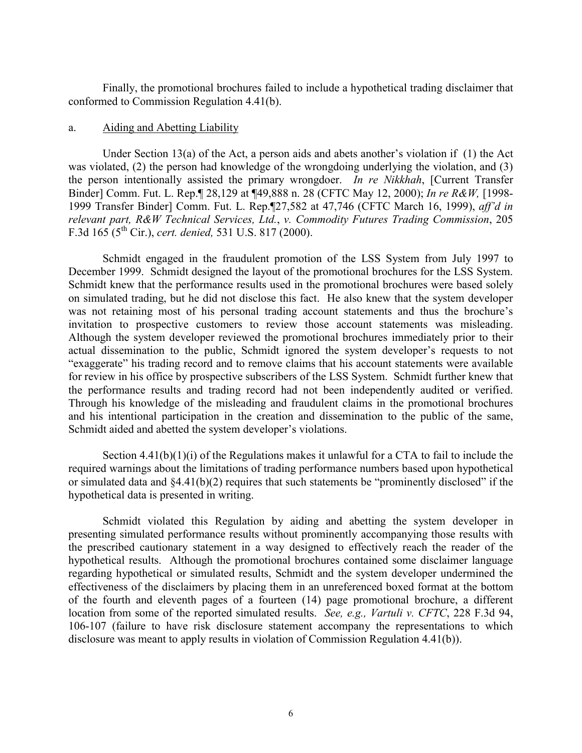Finally, the promotional brochures failed to include a hypothetical trading disclaimer that conformed to Commission Regulation 4.41(b).

a. <u>Aiding and Abetting Liability</u>

Under Section 13(a) of the Act, a person aids and abets another's violation if (1) the Act was violated, (2) the person had knowledge of the wrongdoing underlying the violation, and (3) the person intentionally assisted the primary wrongdoer. *In re Nikkhah*, [Current Transfer Binder] Comm. Fut. L. Rep.¶ 28,129 at ¶49,888 n. 28 (CFTC May 12, 2000); *In re R&W,* [1998-1999 Transfer Binder] Comm. Fut. L. Rep.¶27,582 at 47,746 (CFTC March 16, 1999), *aff'd in relevant part, R&W Technical Services, Ltd.*, *v. Commodity Futures Trading Commission*, 205 F.3d 165 (5th Cir.), *cert. denied,* 531 U.S. 817 (2000).

Schmidt engaged in the fraudulent promotion of the LSS System from July 1997 to December 1999. Schmidt designed the layout of the promotional brochures for the LSS System. Schmidt knew that the performance results used in the promotional brochures were based solely on simulated trading, but he did not disclose this fact. He also knew that the system developer was not retaining most of his personal trading account statements and thus the brochure's invitation to prospective customers to review those account statements was misleading. Although the system developer reviewed the promotional brochures immediately prior to their actual dissemination to the public, Schmidt ignored the system developer's requests to not "exaggerate" his trading record and to remove claims that his account statements were available for review in his office by prospective subscribers of the LSS System. Schmidt further knew that the performance results and trading record had not been independently audited or verified. Through his knowledge of the misleading and fraudulent claims in the promotional brochures and his intentional participation in the creation and dissemination to the public of the same, Schmidt aided and abetted the system developer's violations.

Section 4.41(b)(1)(i) of the Regulations makes it unlawful for a CTA to fail to include the required warnings about the limitations of trading performance numbers based upon hypothetical or simulated data and §4.41(b)(2) requires that such statements be "prominently disclosed" if the hypothetical data is presented in writing.

Schmidt violated this Regulation by aiding and abetting the system developer in presenting simulated performance results without prominently accompanying those results with the prescribed cautionary statement in a way designed to effectively reach the reader of the hypothetical results. Although the promotional brochures contained some disclaimer language regarding hypothetical or simulated results, Schmidt and the system developer undermined the effectiveness of the disclaimers by placing them in an unreferenced boxed format at the bottom of the fourth and eleventh pages of a fourteen (14) page promotional brochure, a different location from some of the reported simulated results. *See, e.g., Vartuli v. CFTC*, 228 F.3d 94, 106-107 (failure to have risk disclosure statement accompany the representations to which disclosure was meant to apply results in violation of Commission Regulation 4.41(b)).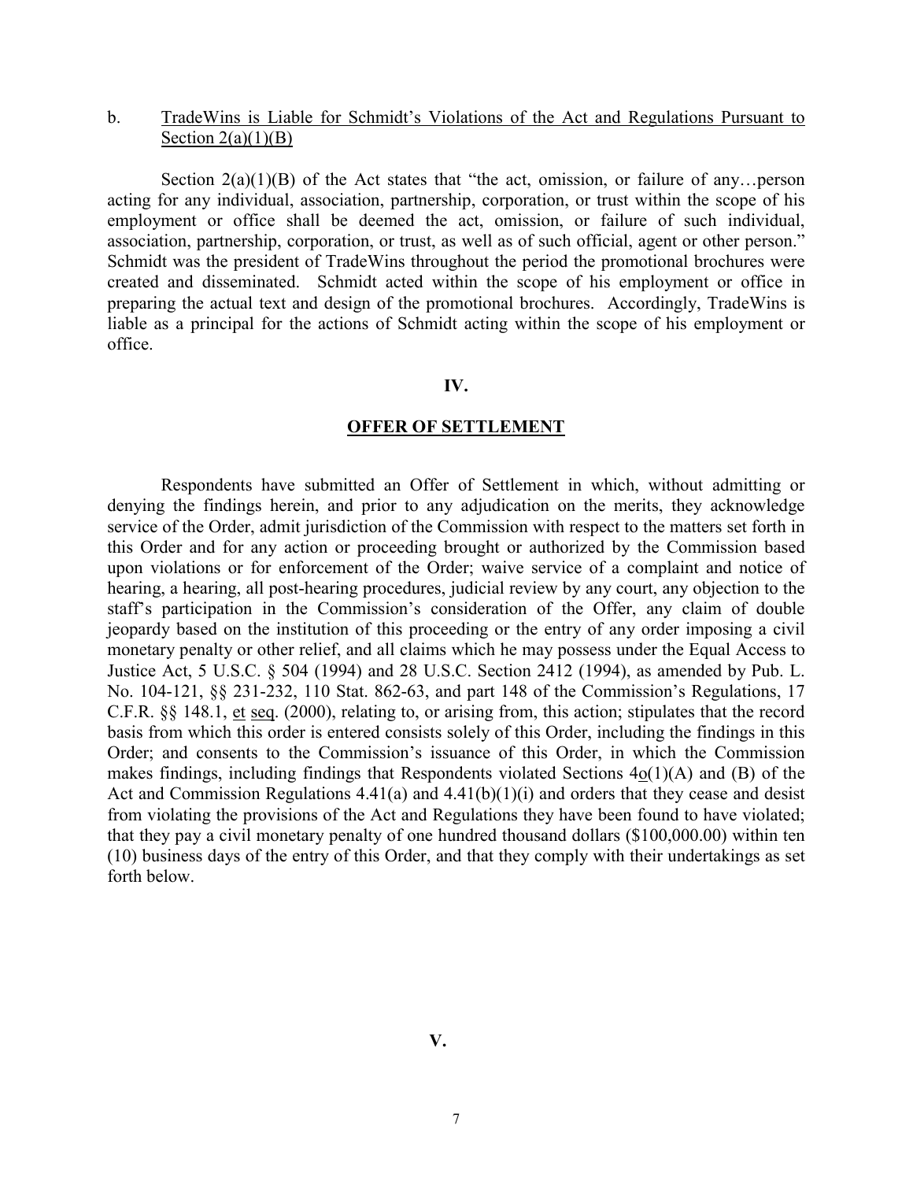b. <u>TradeWins is Liable for Schmidt's Violations of the Act and Regulations Pursuant to Section 2(a)(1)(B)</u>

Section 2(a)(1)(B) of the Act states that "the act, omission, or failure of any…person acting for any individual, association, partnership, corporation, or trust within the scope of his employment or office shall be deemed the act, omission, or failure of such individual, association, partnership, corporation, or trust, as well as of such official, agent or other person." Schmidt was the president of TradeWins throughout the period the promotional brochures were created and disseminated. Schmidt acted within the scope of his employment or office in preparing the actual text and design of the promotional brochures. Accordingly, TradeWins is liable as a principal for the actions of Schmidt acting within the scope of his employment or office.

## IV.

## OFFER OF SETTLEMENT

Respondents have submitted an Offer of Settlement in which, without admitting or denying the findings herein, and prior to any adjudication on the merits, they acknowledge service of the Order, admit jurisdiction of the Commission with respect to the matters set forth in this Order and for any action or proceeding brought or authorized by the Commission based upon violations or for enforcement of the Order; waive service of a complaint and notice of hearing, a hearing, all post-hearing procedures, judicial review by any court, any objection to the staff's participation in the Commission's consideration of the Offer, any claim of double jeopardy based on the institution of this proceeding or the entry of any order imposing a civil monetary penalty or other relief, and all claims which he may possess under the Equal Access to Justice Act, 5 U.S.C. § 504 (1994) and 28 U.S.C. Section 2412 (1994), as amended by Pub. L. No. 104-121, §§ 231-232, 110 Stat. 862-63, and part 148 of the Commission's Regulations, 17 C.F.R. §§ 148.1, <u>et seq</u>. (2000), relating to, or arising from, this action; stipulates that the record basis from which this order is entered consists solely of this Order, including the findings in this Order; and consents to the Commission's issuance of this Order, in which the Commission makes findings, including findings that Respondents violated Sections 4<u>o</u>(1)(A) and (B) of the Act and Commission Regulations 4.41(a) and 4.41(b)(1)(i) and orders that they cease and desist from violating the provisions of the Act and Regulations they have been found to have violated; that they pay a civil monetary penalty of one hundred thousand dollars ($100,000.00) within ten (10) business days of the entry of this Order, and that they comply with their undertakings as set forth below.

## V.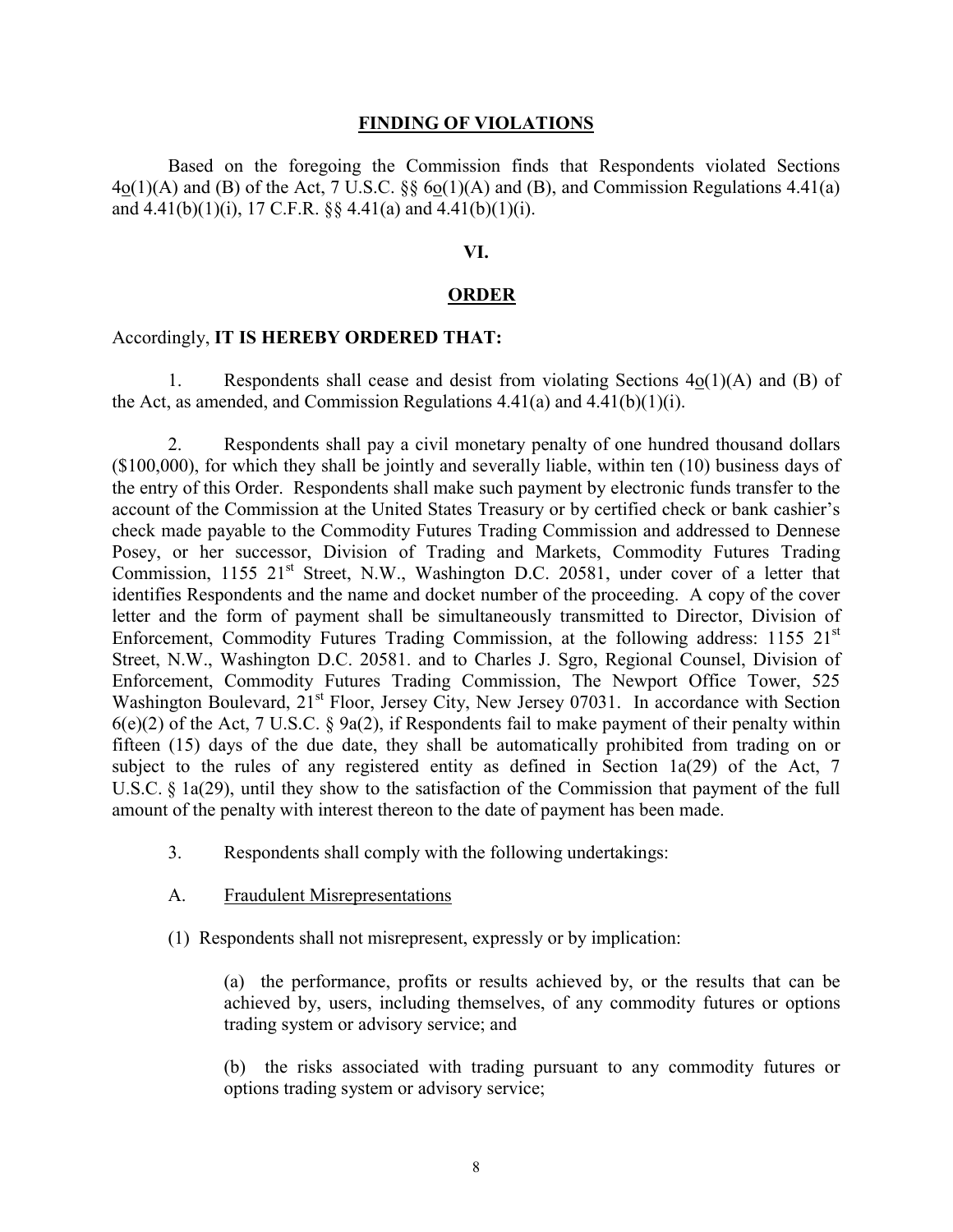## FINDING OF VIOLATIONS

Based on the foregoing the Commission finds that Respondents violated Sections 4o(1)(A) and (B) of the Act, 7 U.S.C. §§ 6o(1)(A) and (B), and Commission Regulations 4.41(a) and 4.41(b)(1)(i), 17 C.F.R. §§ 4.41(a) and 4.41(b)(1)(i).

## VI.

## ORDER

Accordingly, **IT IS HEREBY ORDERED THAT:**

1. Respondents shall cease and desist from violating Sections 4o(1)(A) and (B) of the Act, as amended, and Commission Regulations 4.41(a) and 4.41(b)(1)(i).

2. Respondents shall pay a civil monetary penalty of one hundred thousand dollars ($100,000), for which they shall be jointly and severally liable, within ten (10) business days of the entry of this Order. Respondents shall make such payment by electronic funds transfer to the account of the Commission at the United States Treasury or by certified check or bank cashier's check made payable to the Commodity Futures Trading Commission and addressed to Dennese Posey, or her successor, Division of Trading and Markets, Commodity Futures Trading Commission, 1155 21st Street, N.W., Washington D.C. 20581, under cover of a letter that identifies Respondents and the name and docket number of the proceeding. A copy of the cover letter and the form of payment shall be simultaneously transmitted to Director, Division of Enforcement, Commodity Futures Trading Commission, at the following address: 1155 21st Street, N.W., Washington D.C. 20581. and to Charles J. Sgro, Regional Counsel, Division of Enforcement, Commodity Futures Trading Commission, The Newport Office Tower, 525 Washington Boulevard, 21st Floor, Jersey City, New Jersey 07031. In accordance with Section 6(e)(2) of the Act, 7 U.S.C. § 9a(2), if Respondents fail to make payment of their penalty within fifteen (15) days of the due date, they shall be automatically prohibited from trading on or subject to the rules of any registered entity as defined in Section 1a(29) of the Act, 7 U.S.C. § 1a(29), until they show to the satisfaction of the Commission that payment of the full amount of the penalty with interest thereon to the date of payment has been made.

3. Respondents shall comply with the following undertakings:

A. Fraudulent Misrepresentations

(1) Respondents shall not misrepresent, expressly or by implication:

(a) the performance, profits or results achieved by, or the results that can be achieved by, users, including themselves, of any commodity futures or options trading system or advisory service; and

(b) the risks associated with trading pursuant to any commodity futures or options trading system or advisory service;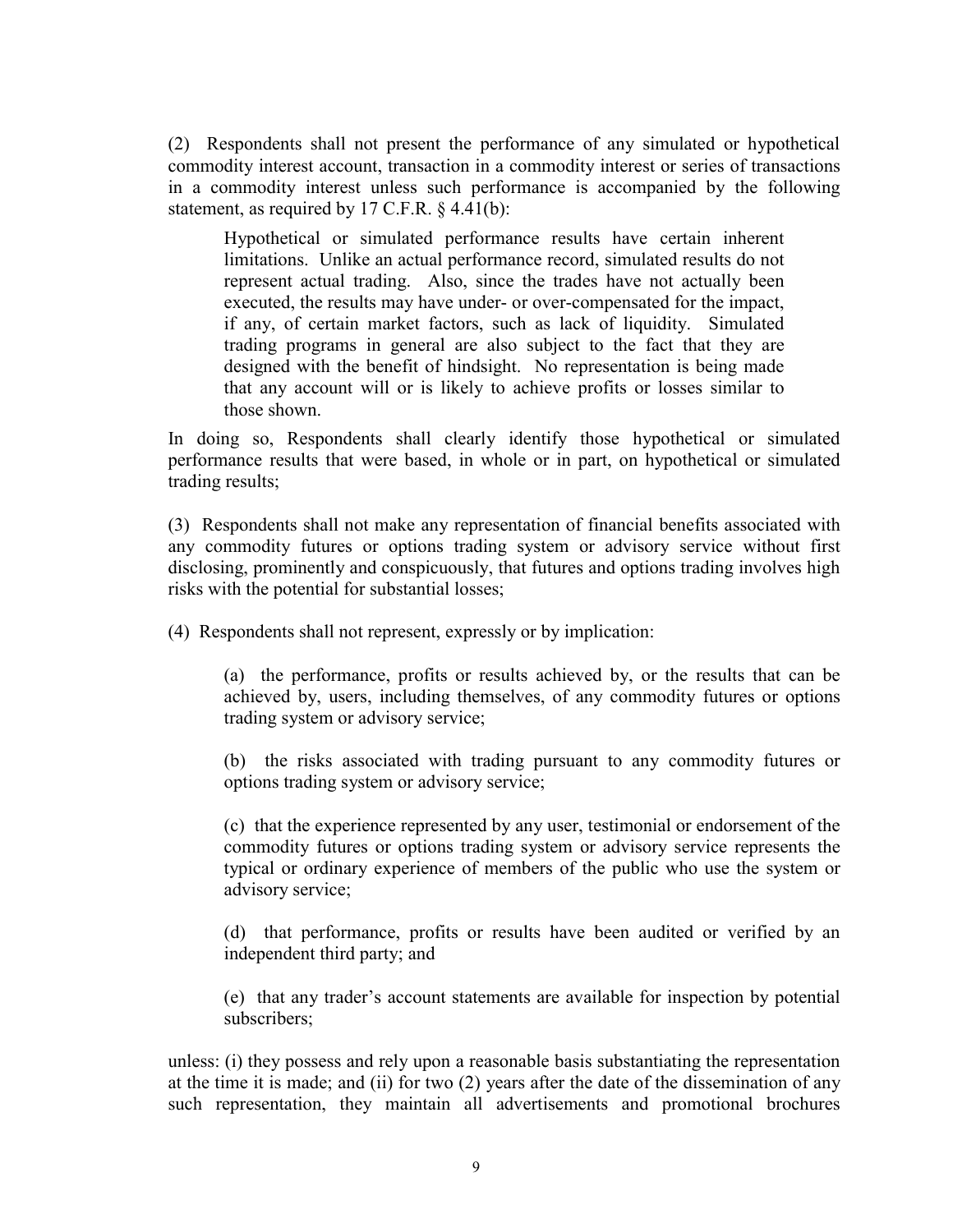(2) Respondents shall not present the performance of any simulated or hypothetical commodity interest account, transaction in a commodity interest or series of transactions in a commodity interest unless such performance is accompanied by the following statement, as required by 17 C.F.R. § 4.41(b):

> Hypothetical or simulated performance results have certain inherent limitations. Unlike an actual performance record, simulated results do not represent actual trading. Also, since the trades have not actually been executed, the results may have under- or over-compensated for the impact, if any, of certain market factors, such as lack of liquidity. Simulated trading programs in general are also subject to the fact that they are designed with the benefit of hindsight. No representation is being made that any account will or is likely to achieve profits or losses similar to those shown.

In doing so, Respondents shall clearly identify those hypothetical or simulated performance results that were based, in whole or in part, on hypothetical or simulated trading results;

(3) Respondents shall not make any representation of financial benefits associated with any commodity futures or options trading system or advisory service without first disclosing, prominently and conspicuously, that futures and options trading involves high risks with the potential for substantial losses;

(4) Respondents shall not represent, expressly or by implication:

> (a) the performance, profits or results achieved by, or the results that can be achieved by, users, including themselves, of any commodity futures or options trading system or advisory service;
>
> (b) the risks associated with trading pursuant to any commodity futures or options trading system or advisory service;
>
> (c) that the experience represented by any user, testimonial or endorsement of the commodity futures or options trading system or advisory service represents the typical or ordinary experience of members of the public who use the system or advisory service;
>
> (d) that performance, profits or results have been audited or verified by an independent third party; and
>
> (e) that any trader's account statements are available for inspection by potential subscribers;

unless: (i) they possess and rely upon a reasonable basis substantiating the representation at the time it is made; and (ii) for two (2) years after the date of the dissemination of any such representation, they maintain all advertisements and promotional brochures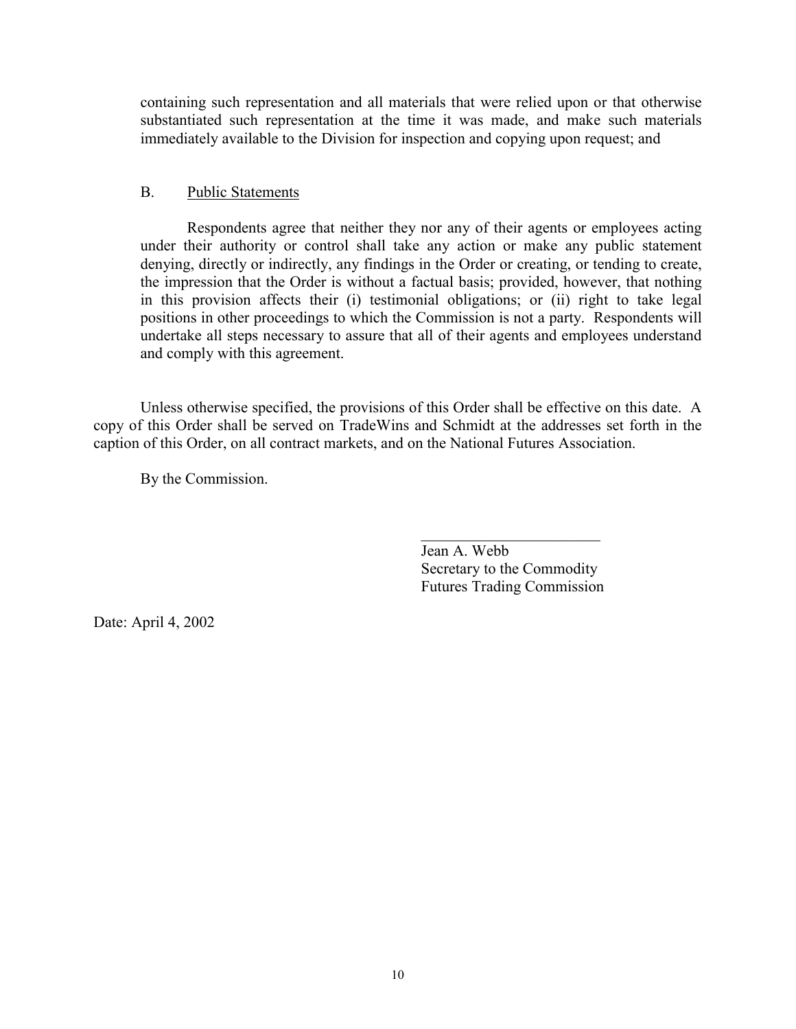containing such representation and all materials that were relied upon or that otherwise substantiated such representation at the time it was made, and make such materials immediately available to the Division for inspection and copying upon request; and

B. Public Statements

Respondents agree that neither they nor any of their agents or employees acting under their authority or control shall take any action or make any public statement denying, directly or indirectly, any findings in the Order or creating, or tending to create, the impression that the Order is without a factual basis; provided, however, that nothing in this provision affects their (i) testimonial obligations; or (ii) right to take legal positions in other proceedings to which the Commission is not a party. Respondents will undertake all steps necessary to assure that all of their agents and employees understand and comply with this agreement.

Unless otherwise specified, the provisions of this Order shall be effective on this date. A copy of this Order shall be served on TradeWins and Schmidt at the addresses set forth in the caption of this Order, on all contract markets, and on the National Futures Association.

By the Commission.

\_\_\_\_\_\_\_\_\_\_\_\_\_\_\_\_\_\_\_\_\_\_\_\_

Jean A. Webb
Secretary to the Commodity
Futures Trading Commission

Date: April 4, 2002